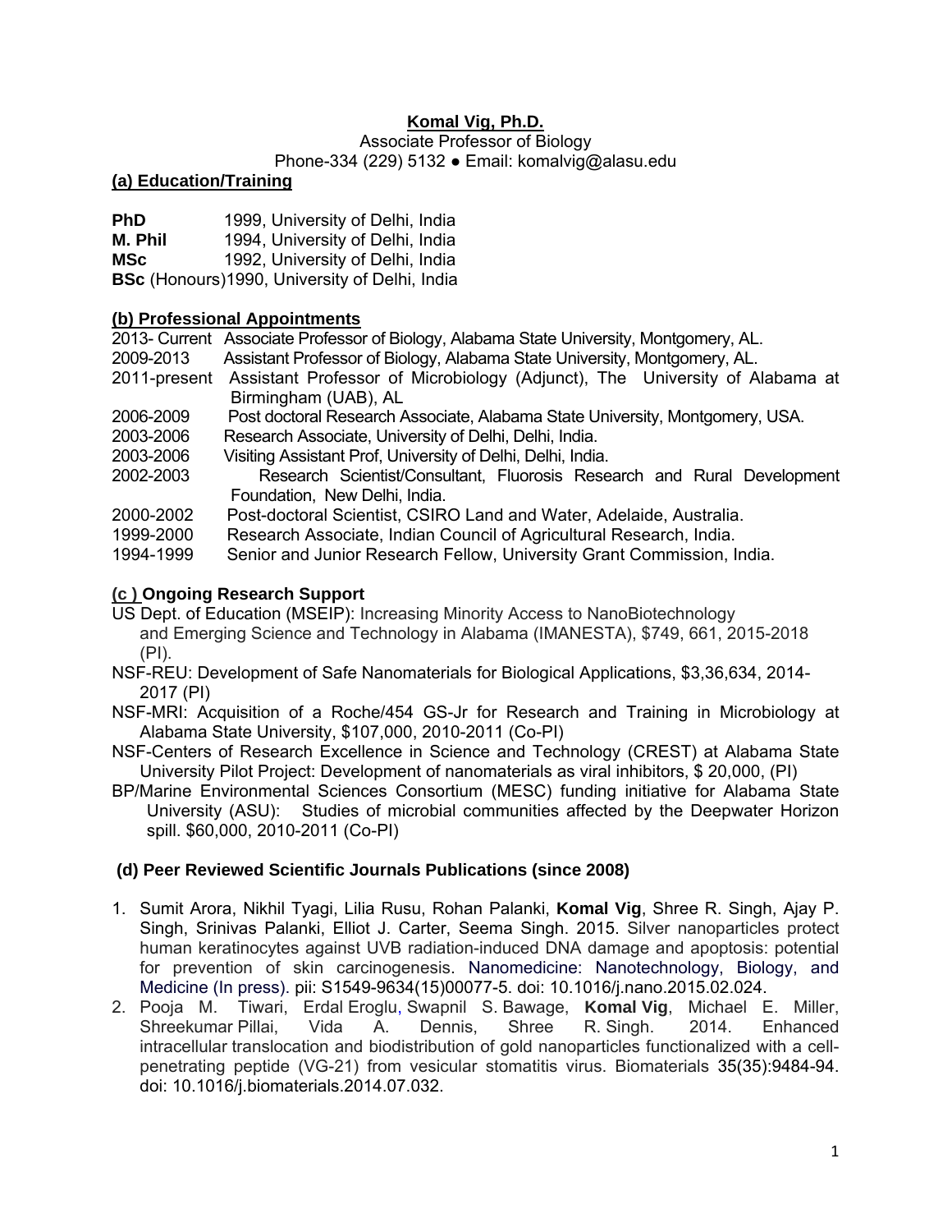# **Komal Vig, Ph.D.**

Associate Professor of Biology

Phone-334 (229) 5132 ● Email: komalvig@alasu.edu

## (a) Education/Training

**PhD** 1999, University of Delhi, India
**M. Phil** 1994, University of Delhi, India
**MSc** 1992, University of Delhi, India
**BSc** (Honours)1990, University of Delhi, India

## (b) Professional Appointments

2013- Current Associate Professor of Biology, Alabama State University, Montgomery, AL.
2009-2013 Assistant Professor of Biology, Alabama State University, Montgomery, AL.
2011-present Assistant Professor of Microbiology (Adjunct), The University of Alabama at Birmingham (UAB), AL
2006-2009 Post doctoral Research Associate, Alabama State University, Montgomery, USA.
2003-2006 Research Associate, University of Delhi, Delhi, India.
2003-2006 Visiting Assistant Prof, University of Delhi, Delhi, India.
2002-2003 Research Scientist/Consultant, Fluorosis Research and Rural Development Foundation, New Delhi, India.
2000-2002 Post-doctoral Scientist, CSIRO Land and Water, Adelaide, Australia.
1999-2000 Research Associate, Indian Council of Agricultural Research, India.
1994-1999 Senior and Junior Research Fellow, University Grant Commission, India.

## (c ) Ongoing Research Support

US Dept. of Education (MSEIP): Increasing Minority Access to NanoBiotechnology and Emerging Science and Technology in Alabama (IMANESTA), $749, 661, 2015-2018 (PI).

NSF-REU: Development of Safe Nanomaterials for Biological Applications, $3,36,634, 2014-2017 (PI)

NSF-MRI: Acquisition of a Roche/454 GS-Jr for Research and Training in Microbiology at Alabama State University, $107,000, 2010-2011 (Co-PI)

NSF-Centers of Research Excellence in Science and Technology (CREST) at Alabama State University Pilot Project: Development of nanomaterials as viral inhibitors, $ 20,000, (PI)

BP/Marine Environmental Sciences Consortium (MESC) funding initiative for Alabama State University (ASU): Studies of microbial communities affected by the Deepwater Horizon spill. $60,000, 2010-2011 (Co-PI)

## (d) Peer Reviewed Scientific Journals Publications (since 2008)

1. Sumit Arora, Nikhil Tyagi, Lilia Rusu, Rohan Palanki, **Komal Vig**, Shree R. Singh, Ajay P. Singh, Srinivas Palanki, Elliot J. Carter, Seema Singh. 2015. Silver nanoparticles protect human keratinocytes against UVB radiation-induced DNA damage and apoptosis: potential for prevention of skin carcinogenesis. Nanomedicine: Nanotechnology, Biology, and Medicine (In press). pii: S1549-9634(15)00077-5. doi: 10.1016/j.nano.2015.02.024.
2. Pooja M. Tiwari, Erdal Eroglu, Swapnil S. Bawage, **Komal Vig**, Michael E. Miller, Shreekumar Pillai, Vida A. Dennis, Shree R. Singh. 2014. Enhanced intracellular translocation and biodistribution of gold nanoparticles functionalized with a cell-penetrating peptide (VG-21) from vesicular stomatitis virus. Biomaterials 35(35):9484-94. doi: 10.1016/j.biomaterials.2014.07.032.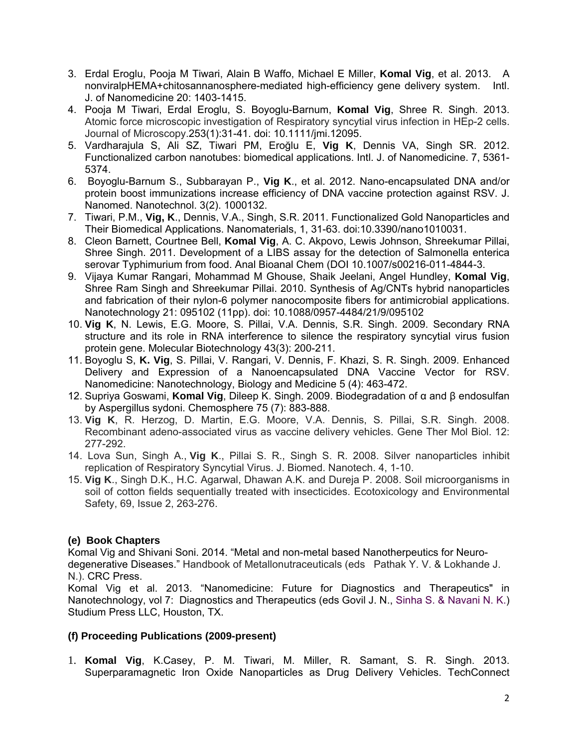3. Erdal Eroglu, Pooja M Tiwari, Alain B Waffo, Michael E Miller, **Komal Vig**, et al. 2013. A nonviralpHEMA+chitosannanosphere-mediated high-efficiency gene delivery system. Intl. J. of Nanomedicine 20: 1403-1415.
4. Pooja M Tiwari, Erdal Eroglu, S. Boyoglu-Barnum, **Komal Vig**, Shree R. Singh. 2013. Atomic force microscopic investigation of Respiratory syncytial virus infection in HEp-2 cells. Journal of Microscopy.253(1):31-41. doi: 10.1111/jmi.12095.
5. Vardharajula S, Ali SZ, Tiwari PM, Eroğlu E, **Vig K**, Dennis VA, Singh SR. 2012. Functionalized carbon nanotubes: biomedical applications. Intl. J. of Nanomedicine. 7, 5361-5374.
6. Boyoglu-Barnum S., Subbarayan P., **Vig K**., et al. 2012. Nano-encapsulated DNA and/or protein boost immunizations increase efficiency of DNA vaccine protection against RSV. J. Nanomed. Nanotechnol. 3(2). 1000132.
7. Tiwari, P.M., **Vig, K**., Dennis, V.A., Singh, S.R. 2011. Functionalized Gold Nanoparticles and Their Biomedical Applications. Nanomaterials, 1, 31-63. doi:10.3390/nano1010031.
8. Cleon Barnett, Courtnee Bell, **Komal Vig**, A. C. Akpovo, Lewis Johnson, Shreekumar Pillai, Shree Singh. 2011. Development of a LIBS assay for the detection of Salmonella enterica serovar Typhimurium from food. Anal Bioanal Chem (DOI 10.1007/s00216-011-4844-3.
9. Vijaya Kumar Rangari, Mohammad M Ghouse, Shaik Jeelani, Angel Hundley, **Komal Vig**, Shree Ram Singh and Shreekumar Pillai. 2010. Synthesis of Ag/CNTs hybrid nanoparticles and fabrication of their nylon-6 polymer nanocomposite fibers for antimicrobial applications. Nanotechnology 21: 095102 (11pp). doi: 10.1088/0957-4484/21/9/095102
10. **Vig K**, N. Lewis, E.G. Moore, S. Pillai, V.A. Dennis, S.R. Singh. 2009. Secondary RNA structure and its role in RNA interference to silence the respiratory syncytial virus fusion protein gene. Molecular Biotechnology 43(3): 200-211.
11. Boyoglu S, **K. Vig**, S. Pillai, V. Rangari, V. Dennis, F. Khazi, S. R. Singh. 2009. Enhanced Delivery and Expression of a Nanoencapsulated DNA Vaccine Vector for RSV. Nanomedicine: Nanotechnology, Biology and Medicine 5 (4): 463-472.
12. Supriya Goswami, **Komal Vig**, Dileep K. Singh. 2009. Biodegradation of α and β endosulfan by Aspergillus sydoni. Chemosphere 75 (7): 883-888.
13. **Vig K**, R. Herzog, D. Martin, E.G. Moore, V.A. Dennis, S. Pillai, S.R. Singh. 2008. Recombinant adeno-associated virus as vaccine delivery vehicles. Gene Ther Mol Biol. 12: 277-292.
14. Lova Sun, Singh A., **Vig K**., Pillai S. R., Singh S. R. 2008. Silver nanoparticles inhibit replication of Respiratory Syncytial Virus. J. Biomed. Nanotech. 4, 1-10.
15. **Vig K**., Singh D.K., H.C. Agarwal, Dhawan A.K. and Dureja P. 2008. Soil microorganisms in soil of cotton fields sequentially treated with insecticides. Ecotoxicology and Environmental Safety, 69, Issue 2, 263-276.

### (e) Book Chapters

Komal Vig and Shivani Soni. 2014. "Metal and non-metal based Nanotherpeutics for Neuro-degenerative Diseases." Handbook of Metallonutraceuticals (eds Pathak Y. V. & Lokhande J. N.). CRC Press.

Komal Vig et al. 2013. "Nanomedicine: Future for Diagnostics and Therapeutics" in Nanotechnology, vol 7: Diagnostics and Therapeutics (eds Govil J. N., Sinha S. & Navani N. K.) Studium Press LLC, Houston, TX.

### (f) Proceeding Publications (2009-present)

1. **Komal Vig**, K.Casey, P. M. Tiwari, M. Miller, R. Samant, S. R. Singh. 2013. Superparamagnetic Iron Oxide Nanoparticles as Drug Delivery Vehicles. TechConnect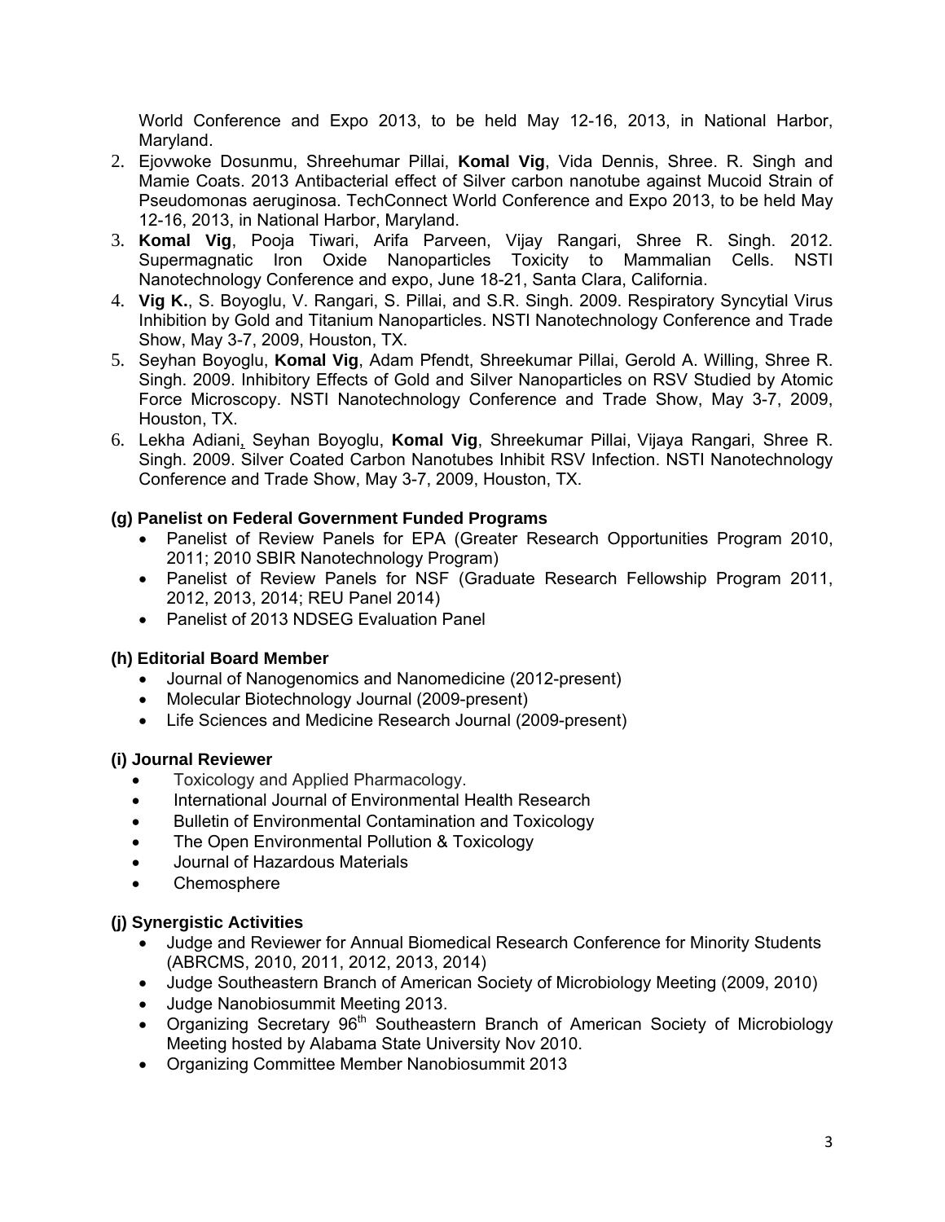World Conference and Expo 2013, to be held May 12-16, 2013, in National Harbor, Maryland.

2. Ejovwoke Dosunmu, Shreehumar Pillai, **Komal Vig**, Vida Dennis, Shree. R. Singh and Mamie Coats. 2013 Antibacterial effect of Silver carbon nanotube against Mucoid Strain of Pseudomonas aeruginosa. TechConnect World Conference and Expo 2013, to be held May 12-16, 2013, in National Harbor, Maryland.
3. **Komal Vig**, Pooja Tiwari, Arifa Parveen, Vijay Rangari, Shree R. Singh. 2012. Supermagnatic Iron Oxide Nanoparticles Toxicity to Mammalian Cells. NSTI Nanotechnology Conference and expo, June 18-21, Santa Clara, California.
4. **Vig K.**, S. Boyoglu, V. Rangari, S. Pillai, and S.R. Singh. 2009. Respiratory Syncytial Virus Inhibition by Gold and Titanium Nanoparticles. NSTI Nanotechnology Conference and Trade Show, May 3-7, 2009, Houston, TX.
5. Seyhan Boyoglu, **Komal Vig**, Adam Pfendt, Shreekumar Pillai, Gerold A. Willing, Shree R. Singh. 2009. Inhibitory Effects of Gold and Silver Nanoparticles on RSV Studied by Atomic Force Microscopy. NSTI Nanotechnology Conference and Trade Show, May 3-7, 2009, Houston, TX.
6. Lekha Adiani, Seyhan Boyoglu, **Komal Vig**, Shreekumar Pillai, Vijaya Rangari, Shree R. Singh. 2009. Silver Coated Carbon Nanotubes Inhibit RSV Infection. NSTI Nanotechnology Conference and Trade Show, May 3-7, 2009, Houston, TX.

### (g) Panelist on Federal Government Funded Programs

- Panelist of Review Panels for EPA (Greater Research Opportunities Program 2010, 2011; 2010 SBIR Nanotechnology Program)
- Panelist of Review Panels for NSF (Graduate Research Fellowship Program 2011, 2012, 2013, 2014; REU Panel 2014)
- Panelist of 2013 NDSEG Evaluation Panel

### (h) Editorial Board Member

- Journal of Nanogenomics and Nanomedicine (2012-present)
- Molecular Biotechnology Journal (2009-present)
- Life Sciences and Medicine Research Journal (2009-present)

### (i) Journal Reviewer

- Toxicology and Applied Pharmacology.
- International Journal of Environmental Health Research
- Bulletin of Environmental Contamination and Toxicology
- The Open Environmental Pollution & Toxicology
- Journal of Hazardous Materials
- Chemosphere

### (j) Synergistic Activities

- Judge and Reviewer for Annual Biomedical Research Conference for Minority Students (ABRCMS, 2010, 2011, 2012, 2013, 2014)
- Judge Southeastern Branch of American Society of Microbiology Meeting (2009, 2010)
- Judge Nanobiosummit Meeting 2013.
- Organizing Secretary 96th Southeastern Branch of American Society of Microbiology Meeting hosted by Alabama State University Nov 2010.
- Organizing Committee Member Nanobiosummit 2013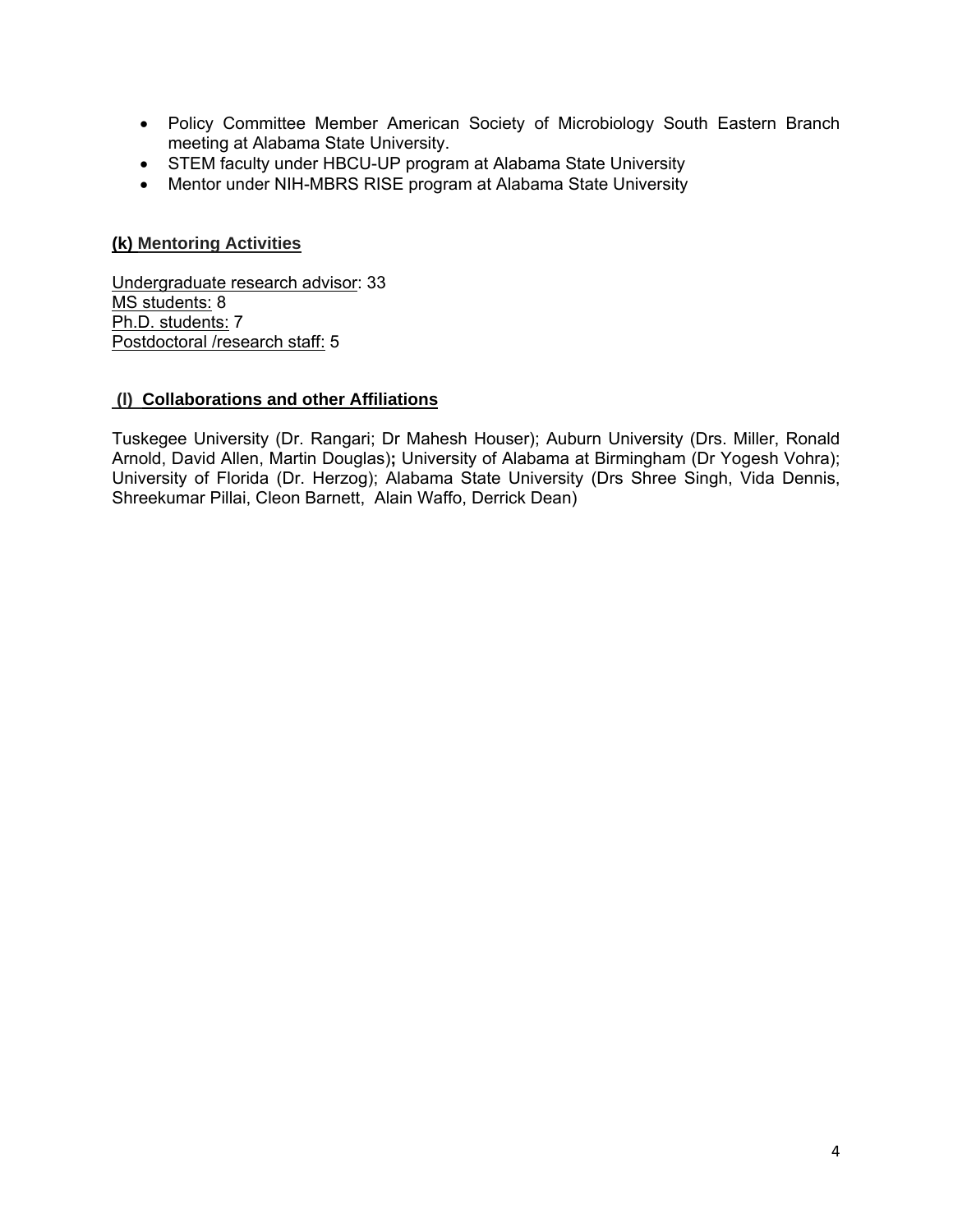- Policy Committee Member American Society of Microbiology South Eastern Branch meeting at Alabama State University.
- STEM faculty under HBCU-UP program at Alabama State University
- Mentor under NIH-MBRS RISE program at Alabama State University

### (k) Mentoring Activities

Undergraduate research advisor: 33
MS students: 8
Ph.D. students: 7
Postdoctoral /research staff: 5

### (l) Collaborations and other Affiliations

Tuskegee University (Dr. Rangari; Dr Mahesh Houser); Auburn University (Drs. Miller, Ronald Arnold, David Allen, Martin Douglas)**;** University of Alabama at Birmingham (Dr Yogesh Vohra); University of Florida (Dr. Herzog); Alabama State University (Drs Shree Singh, Vida Dennis, Shreekumar Pillai, Cleon Barnett, Alain Waffo, Derrick Dean)